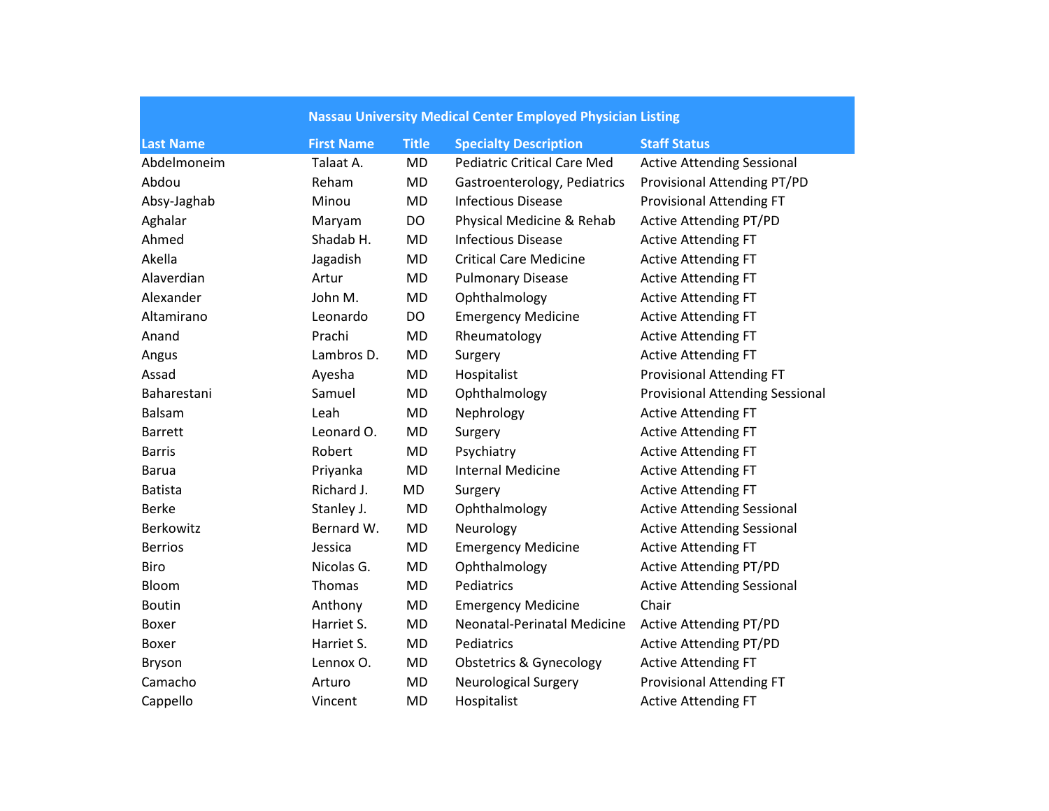| Nassau University Medical Center Employed Physician Listing | | | | |
|---|---|---|---|---|
| **Last Name** | **First Name** | **Title** | **Specialty Description** | **Staff Status** |
| Abdelmoneim | Talaat A. | MD | Pediatric Critical Care Med | Active Attending Sessional |
| Abdou | Reham | MD | Gastroenterology, Pediatrics | Provisional Attending PT/PD |
| Absy-Jaghab | Minou | MD | Infectious Disease | Provisional Attending FT |
| Aghalar | Maryam | DO | Physical Medicine & Rehab | Active Attending PT/PD |
| Ahmed | Shadab H. | MD | Infectious Disease | Active Attending FT |
| Akella | Jagadish | MD | Critical Care Medicine | Active Attending FT |
| Alaverdian | Artur | MD | Pulmonary Disease | Active Attending FT |
| Alexander | John M. | MD | Ophthalmology | Active Attending FT |
| Altamirano | Leonardo | DO | Emergency Medicine | Active Attending FT |
| Anand | Prachi | MD | Rheumatology | Active Attending FT |
| Angus | Lambros D. | MD | Surgery | Active Attending FT |
| Assad | Ayesha | MD | Hospitalist | Provisional Attending FT |
| Baharestani | Samuel | MD | Ophthalmology | Provisional Attending Sessional |
| Balsam | Leah | MD | Nephrology | Active Attending FT |
| Barrett | Leonard O. | MD | Surgery | Active Attending FT |
| Barris | Robert | MD | Psychiatry | Active Attending FT |
| Barua | Priyanka | MD | Internal Medicine | Active Attending FT |
| Batista | Richard J. | MD | Surgery | Active Attending FT |
| Berke | Stanley J. | MD | Ophthalmology | Active Attending Sessional |
| Berkowitz | Bernard W. | MD | Neurology | Active Attending Sessional |
| Berrios | Jessica | MD | Emergency Medicine | Active Attending FT |
| Biro | Nicolas G. | MD | Ophthalmology | Active Attending PT/PD |
| Bloom | Thomas | MD | Pediatrics | Active Attending Sessional |
| Boutin | Anthony | MD | Emergency Medicine | Chair |
| Boxer | Harriet S. | MD | Neonatal-Perinatal Medicine | Active Attending PT/PD |
| Boxer | Harriet S. | MD | Pediatrics | Active Attending PT/PD |
| Bryson | Lennox O. | MD | Obstetrics & Gynecology | Active Attending FT |
| Camacho | Arturo | MD | Neurological Surgery | Provisional Attending FT |
| Cappello | Vincent | MD | Hospitalist | Active Attending FT |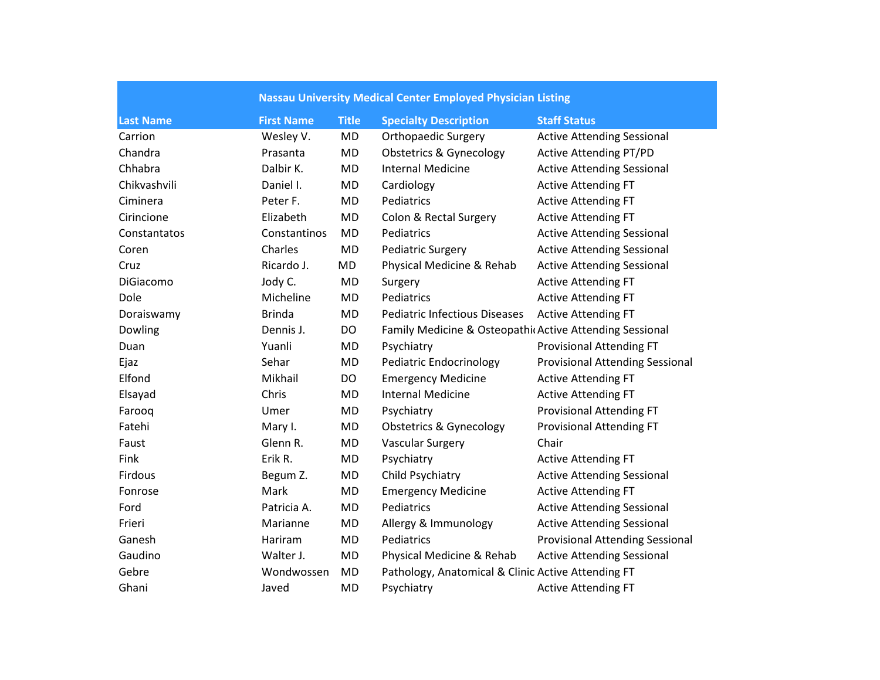| Nassau University Medical Center Employed Physician Listing | | | | |
|---|---|---|---|---|
| **Last Name** | **First Name** | **Title** | **Specialty Description** | **Staff Status** |
| Carrion | Wesley V. | MD | Orthopaedic Surgery | Active Attending Sessional |
| Chandra | Prasanta | MD | Obstetrics & Gynecology | Active Attending PT/PD |
| Chhabra | Dalbir K. | MD | Internal Medicine | Active Attending Sessional |
| Chikvashvili | Daniel I. | MD | Cardiology | Active Attending FT |
| Ciminera | Peter F. | MD | Pediatrics | Active Attending FT |
| Cirincione | Elizabeth | MD | Colon & Rectal Surgery | Active Attending FT |
| Constantatos | Constantinos | MD | Pediatrics | Active Attending Sessional |
| Coren | Charles | MD | Pediatric Surgery | Active Attending Sessional |
| Cruz | Ricardo J. | MD | Physical Medicine & Rehab | Active Attending Sessional |
| DiGiacomo | Jody C. | MD | Surgery | Active Attending FT |
| Dole | Micheline | MD | Pediatrics | Active Attending FT |
| Doraiswamy | Brinda | MD | Pediatric Infectious Diseases | Active Attending FT |
| Dowling | Dennis J. | DO | Family Medicine & Osteopathi | Active Attending Sessional |
| Duan | Yuanli | MD | Psychiatry | Provisional Attending FT |
| Ejaz | Sehar | MD | Pediatric Endocrinology | Provisional Attending Sessional |
| Elfond | Mikhail | DO | Emergency Medicine | Active Attending FT |
| Elsayad | Chris | MD | Internal Medicine | Active Attending FT |
| Farooq | Umer | MD | Psychiatry | Provisional Attending FT |
| Fatehi | Mary I. | MD | Obstetrics & Gynecology | Provisional Attending FT |
| Faust | Glenn R. | MD | Vascular Surgery | Chair |
| Fink | Erik R. | MD | Psychiatry | Active Attending FT |
| Firdous | Begum Z. | MD | Child Psychiatry | Active Attending Sessional |
| Fonrose | Mark | MD | Emergency Medicine | Active Attending FT |
| Ford | Patricia A. | MD | Pediatrics | Active Attending Sessional |
| Frieri | Marianne | MD | Allergy & Immunology | Active Attending Sessional |
| Ganesh | Hariram | MD | Pediatrics | Provisional Attending Sessional |
| Gaudino | Walter J. | MD | Physical Medicine & Rehab | Active Attending Sessional |
| Gebre | Wondwossen | MD | Pathology, Anatomical & Clinic | Active Attending FT |
| Ghani | Javed | MD | Psychiatry | Active Attending FT |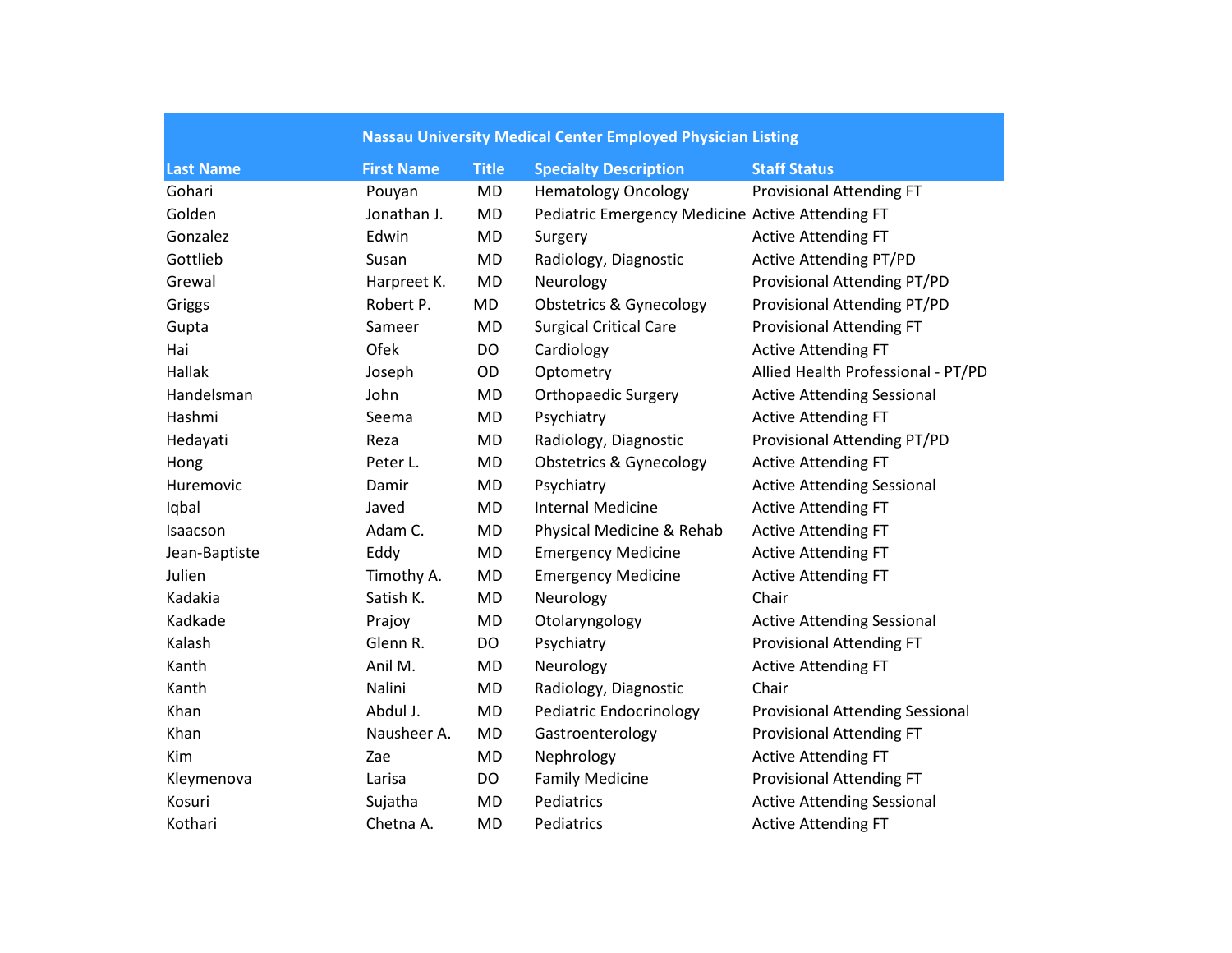| Nassau University Medical Center Employed Physician Listing | | | | |
|---|---|---|---|---|
| **Last Name** | **First Name** | **Title** | **Specialty Description** | **Staff Status** |
| Gohari | Pouyan | MD | Hematology Oncology | Provisional Attending FT |
| Golden | Jonathan J. | MD | Pediatric Emergency Medicine | Active Attending FT |
| Gonzalez | Edwin | MD | Surgery | Active Attending FT |
| Gottlieb | Susan | MD | Radiology, Diagnostic | Active Attending PT/PD |
| Grewal | Harpreet K. | MD | Neurology | Provisional Attending PT/PD |
| Griggs | Robert P. | MD | Obstetrics & Gynecology | Provisional Attending PT/PD |
| Gupta | Sameer | MD | Surgical Critical Care | Provisional Attending FT |
| Hai | Ofek | DO | Cardiology | Active Attending FT |
| Hallak | Joseph | OD | Optometry | Allied Health Professional - PT/PD |
| Handelsman | John | MD | Orthopaedic Surgery | Active Attending Sessional |
| Hashmi | Seema | MD | Psychiatry | Active Attending FT |
| Hedayati | Reza | MD | Radiology, Diagnostic | Provisional Attending PT/PD |
| Hong | Peter L. | MD | Obstetrics & Gynecology | Active Attending FT |
| Huremovic | Damir | MD | Psychiatry | Active Attending Sessional |
| Iqbal | Javed | MD | Internal Medicine | Active Attending FT |
| Isaacson | Adam C. | MD | Physical Medicine & Rehab | Active Attending FT |
| Jean-Baptiste | Eddy | MD | Emergency Medicine | Active Attending FT |
| Julien | Timothy A. | MD | Emergency Medicine | Active Attending FT |
| Kadakia | Satish K. | MD | Neurology | Chair |
| Kadkade | Prajoy | MD | Otolaryngology | Active Attending Sessional |
| Kalash | Glenn R. | DO | Psychiatry | Provisional Attending FT |
| Kanth | Anil M. | MD | Neurology | Active Attending FT |
| Kanth | Nalini | MD | Radiology, Diagnostic | Chair |
| Khan | Abdul J. | MD | Pediatric Endocrinology | Provisional Attending Sessional |
| Khan | Nausheer A. | MD | Gastroenterology | Provisional Attending FT |
| Kim | Zae | MD | Nephrology | Active Attending FT |
| Kleymenova | Larisa | DO | Family Medicine | Provisional Attending FT |
| Kosuri | Sujatha | MD | Pediatrics | Active Attending Sessional |
| Kothari | Chetna A. | MD | Pediatrics | Active Attending FT |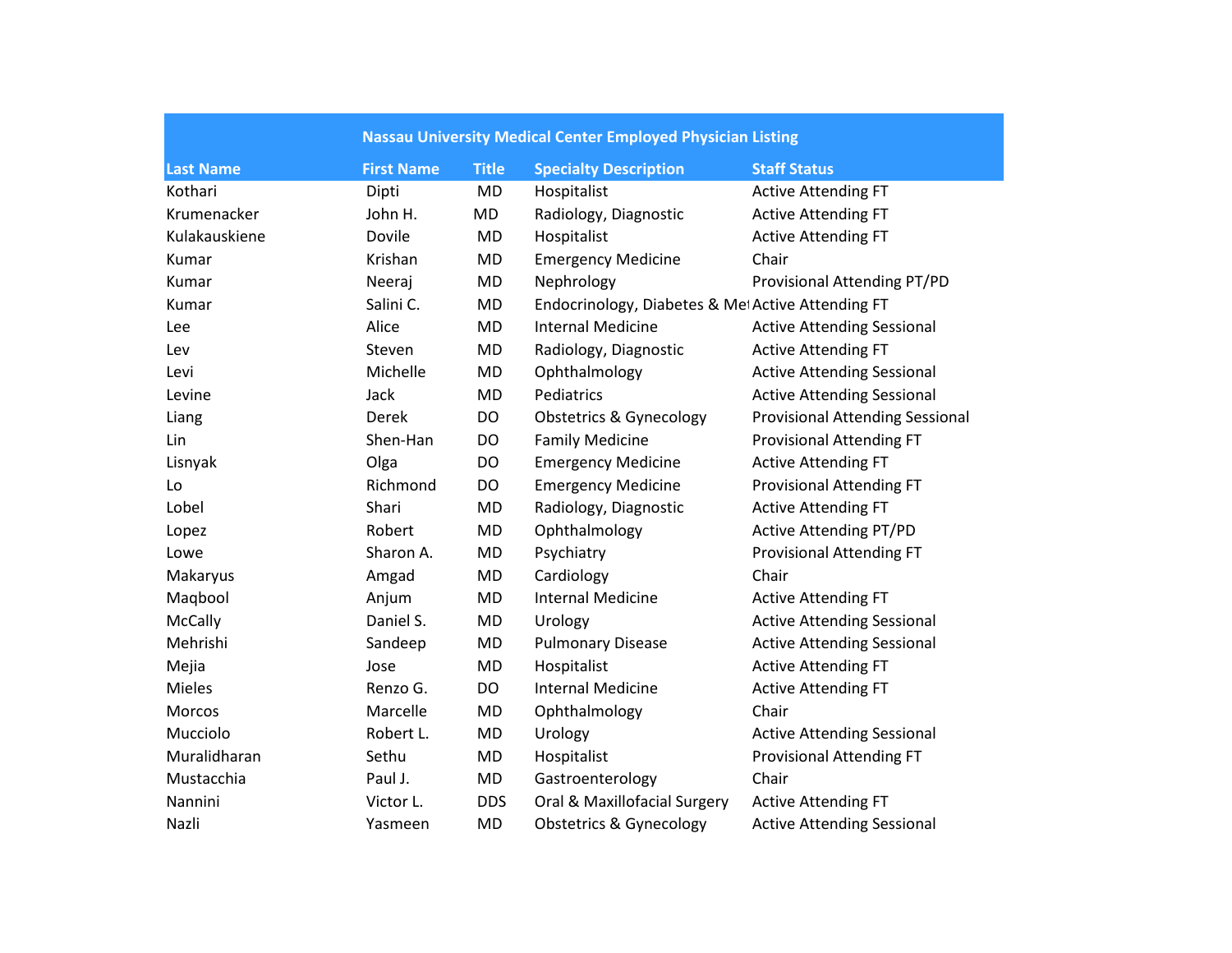| Nassau University Medical Center Employed Physician Listing | | | | |
|---|---|---|---|---|
| **Last Name** | **First Name** | **Title** | **Specialty Description** | **Staff Status** |
| Kothari | Dipti | MD | Hospitalist | Active Attending FT |
| Krumenacker | John H. | MD | Radiology, Diagnostic | Active Attending FT |
| Kulakauskiene | Dovile | MD | Hospitalist | Active Attending FT |
| Kumar | Krishan | MD | Emergency Medicine | Chair |
| Kumar | Neeraj | MD | Nephrology | Provisional Attending PT/PD |
| Kumar | Salini C. | MD | Endocrinology, Diabetes & Met | Active Attending FT |
| Lee | Alice | MD | Internal Medicine | Active Attending Sessional |
| Lev | Steven | MD | Radiology, Diagnostic | Active Attending FT |
| Levi | Michelle | MD | Ophthalmology | Active Attending Sessional |
| Levine | Jack | MD | Pediatrics | Active Attending Sessional |
| Liang | Derek | DO | Obstetrics & Gynecology | Provisional Attending Sessional |
| Lin | Shen-Han | DO | Family Medicine | Provisional Attending FT |
| Lisnyak | Olga | DO | Emergency Medicine | Active Attending FT |
| Lo | Richmond | DO | Emergency Medicine | Provisional Attending FT |
| Lobel | Shari | MD | Radiology, Diagnostic | Active Attending FT |
| Lopez | Robert | MD | Ophthalmology | Active Attending PT/PD |
| Lowe | Sharon A. | MD | Psychiatry | Provisional Attending FT |
| Makaryus | Amgad | MD | Cardiology | Chair |
| Maqbool | Anjum | MD | Internal Medicine | Active Attending FT |
| McCally | Daniel S. | MD | Urology | Active Attending Sessional |
| Mehrishi | Sandeep | MD | Pulmonary Disease | Active Attending Sessional |
| Mejia | Jose | MD | Hospitalist | Active Attending FT |
| Mieles | Renzo G. | DO | Internal Medicine | Active Attending FT |
| Morcos | Marcelle | MD | Ophthalmology | Chair |
| Mucciolo | Robert L. | MD | Urology | Active Attending Sessional |
| Muralidharan | Sethu | MD | Hospitalist | Provisional Attending FT |
| Mustacchia | Paul J. | MD | Gastroenterology | Chair |
| Nannini | Victor L. | DDS | Oral & Maxillofacial Surgery | Active Attending FT |
| Nazli | Yasmeen | MD | Obstetrics & Gynecology | Active Attending Sessional |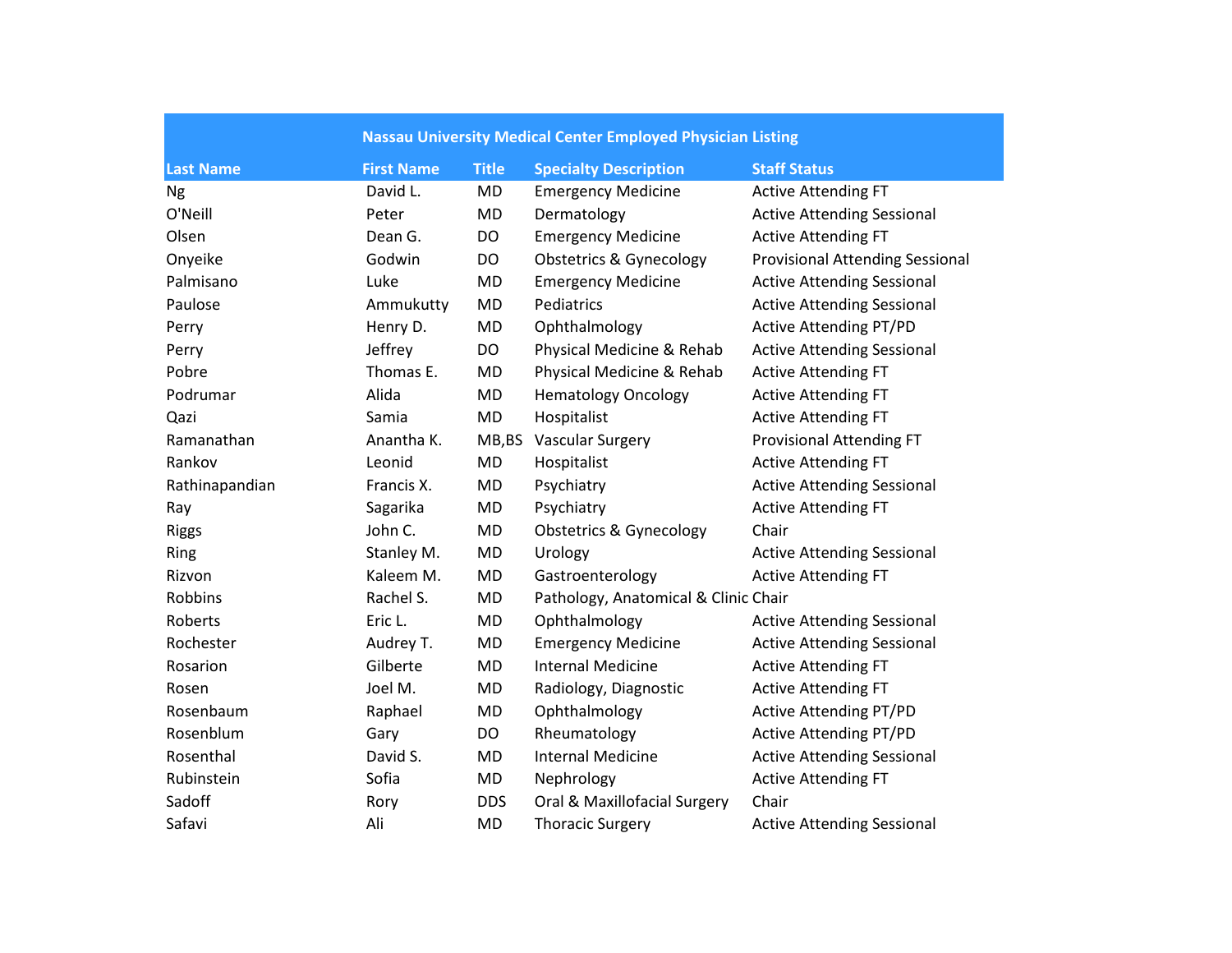| Nassau University Medical Center Employed Physician Listing | | | | |
|---|---|---|---|---|
| **Last Name** | **First Name** | **Title** | **Specialty Description** | **Staff Status** |
| Ng | David L. | MD | Emergency Medicine | Active Attending FT |
| O'Neill | Peter | MD | Dermatology | Active Attending Sessional |
| Olsen | Dean G. | DO | Emergency Medicine | Active Attending FT |
| Onyeike | Godwin | DO | Obstetrics & Gynecology | Provisional Attending Sessional |
| Palmisano | Luke | MD | Emergency Medicine | Active Attending Sessional |
| Paulose | Ammukutty | MD | Pediatrics | Active Attending Sessional |
| Perry | Henry D. | MD | Ophthalmology | Active Attending PT/PD |
| Perry | Jeffrey | DO | Physical Medicine & Rehab | Active Attending Sessional |
| Pobre | Thomas E. | MD | Physical Medicine & Rehab | Active Attending FT |
| Podrumar | Alida | MD | Hematology Oncology | Active Attending FT |
| Qazi | Samia | MD | Hospitalist | Active Attending FT |
| Ramanathan | Anantha K. | MB,BS | Vascular Surgery | Provisional Attending FT |
| Rankov | Leonid | MD | Hospitalist | Active Attending FT |
| Rathinapandian | Francis X. | MD | Psychiatry | Active Attending Sessional |
| Ray | Sagarika | MD | Psychiatry | Active Attending FT |
| Riggs | John C. | MD | Obstetrics & Gynecology | Chair |
| Ring | Stanley M. | MD | Urology | Active Attending Sessional |
| Rizvon | Kaleem M. | MD | Gastroenterology | Active Attending FT |
| Robbins | Rachel S. | MD | Pathology, Anatomical & Clinic | Chair |
| Roberts | Eric L. | MD | Ophthalmology | Active Attending Sessional |
| Rochester | Audrey T. | MD | Emergency Medicine | Active Attending Sessional |
| Rosarion | Gilberte | MD | Internal Medicine | Active Attending FT |
| Rosen | Joel M. | MD | Radiology, Diagnostic | Active Attending FT |
| Rosenbaum | Raphael | MD | Ophthalmology | Active Attending PT/PD |
| Rosenblum | Gary | DO | Rheumatology | Active Attending PT/PD |
| Rosenthal | David S. | MD | Internal Medicine | Active Attending Sessional |
| Rubinstein | Sofia | MD | Nephrology | Active Attending FT |
| Sadoff | Rory | DDS | Oral & Maxillofacial Surgery | Chair |
| Safavi | Ali | MD | Thoracic Surgery | Active Attending Sessional |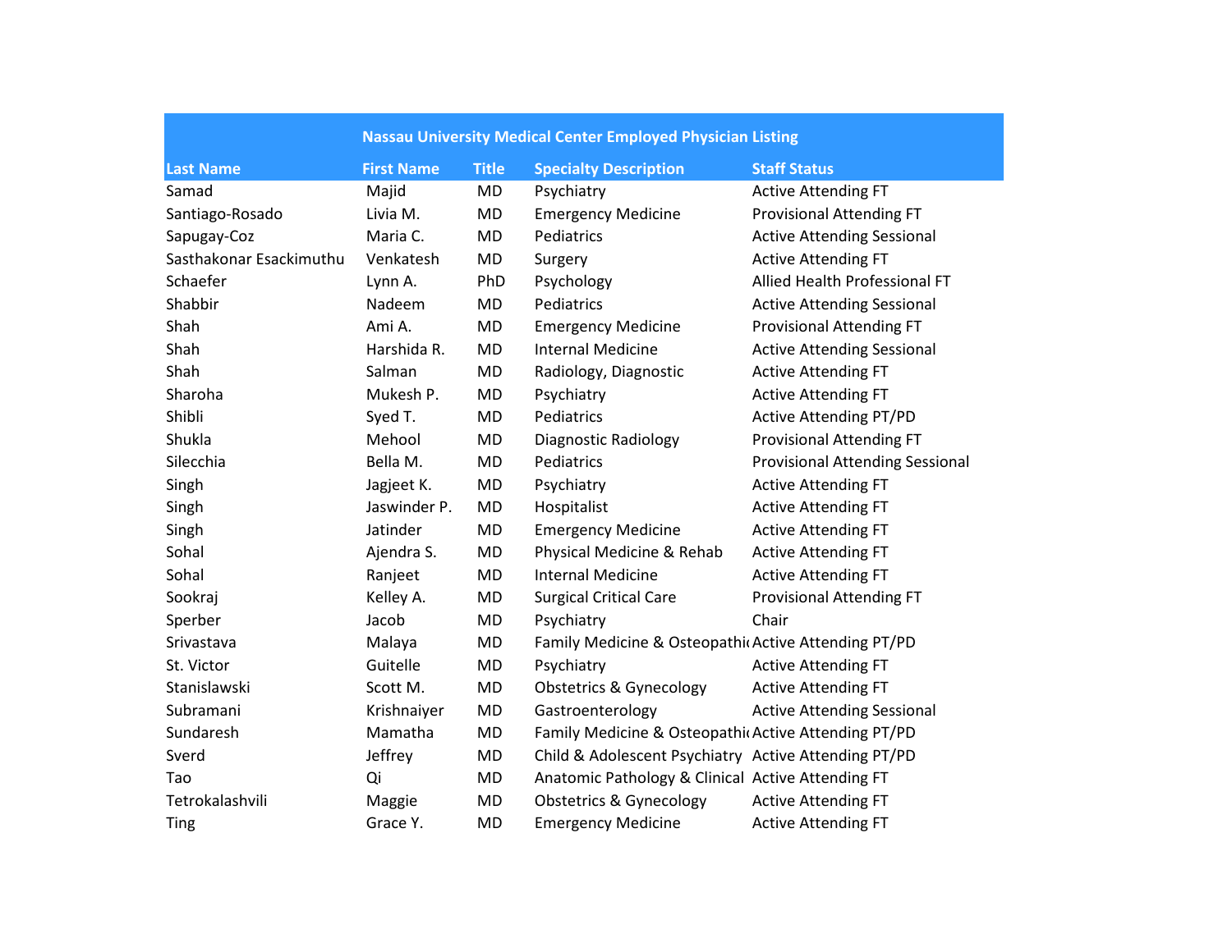| Nassau University Medical Center Employed Physician Listing | | | | |
|---|---|---|---|---|
| **Last Name** | **First Name** | **Title** | **Specialty Description** | **Staff Status** |
| Samad | Majid | MD | Psychiatry | Active Attending FT |
| Santiago-Rosado | Livia M. | MD | Emergency Medicine | Provisional Attending FT |
| Sapugay-Coz | Maria C. | MD | Pediatrics | Active Attending Sessional |
| Sasthakonar Esackimuthu | Venkatesh | MD | Surgery | Active Attending FT |
| Schaefer | Lynn A. | PhD | Psychology | Allied Health Professional FT |
| Shabbir | Nadeem | MD | Pediatrics | Active Attending Sessional |
| Shah | Ami A. | MD | Emergency Medicine | Provisional Attending FT |
| Shah | Harshida R. | MD | Internal Medicine | Active Attending Sessional |
| Shah | Salman | MD | Radiology, Diagnostic | Active Attending FT |
| Sharoha | Mukesh P. | MD | Psychiatry | Active Attending FT |
| Shibli | Syed T. | MD | Pediatrics | Active Attending PT/PD |
| Shukla | Mehool | MD | Diagnostic Radiology | Provisional Attending FT |
| Silecchia | Bella M. | MD | Pediatrics | Provisional Attending Sessional |
| Singh | Jagjeet K. | MD | Psychiatry | Active Attending FT |
| Singh | Jaswinder P. | MD | Hospitalist | Active Attending FT |
| Singh | Jatinder | MD | Emergency Medicine | Active Attending FT |
| Sohal | Ajendra S. | MD | Physical Medicine & Rehab | Active Attending FT |
| Sohal | Ranjeet | MD | Internal Medicine | Active Attending FT |
| Sookraj | Kelley A. | MD | Surgical Critical Care | Provisional Attending FT |
| Sperber | Jacob | MD | Psychiatry | Chair |
| Srivastava | Malaya | MD | Family Medicine & Osteopathi | Active Attending PT/PD |
| St. Victor | Guitelle | MD | Psychiatry | Active Attending FT |
| Stanislawski | Scott M. | MD | Obstetrics & Gynecology | Active Attending FT |
| Subramani | Krishnaiyer | MD | Gastroenterology | Active Attending Sessional |
| Sundaresh | Mamatha | MD | Family Medicine & Osteopathi | Active Attending PT/PD |
| Sverd | Jeffrey | MD | Child & Adolescent Psychiatry | Active Attending PT/PD |
| Tao | Qi | MD | Anatomic Pathology & Clinical | Active Attending FT |
| Tetrokalashvili | Maggie | MD | Obstetrics & Gynecology | Active Attending FT |
| Ting | Grace Y. | MD | Emergency Medicine | Active Attending FT |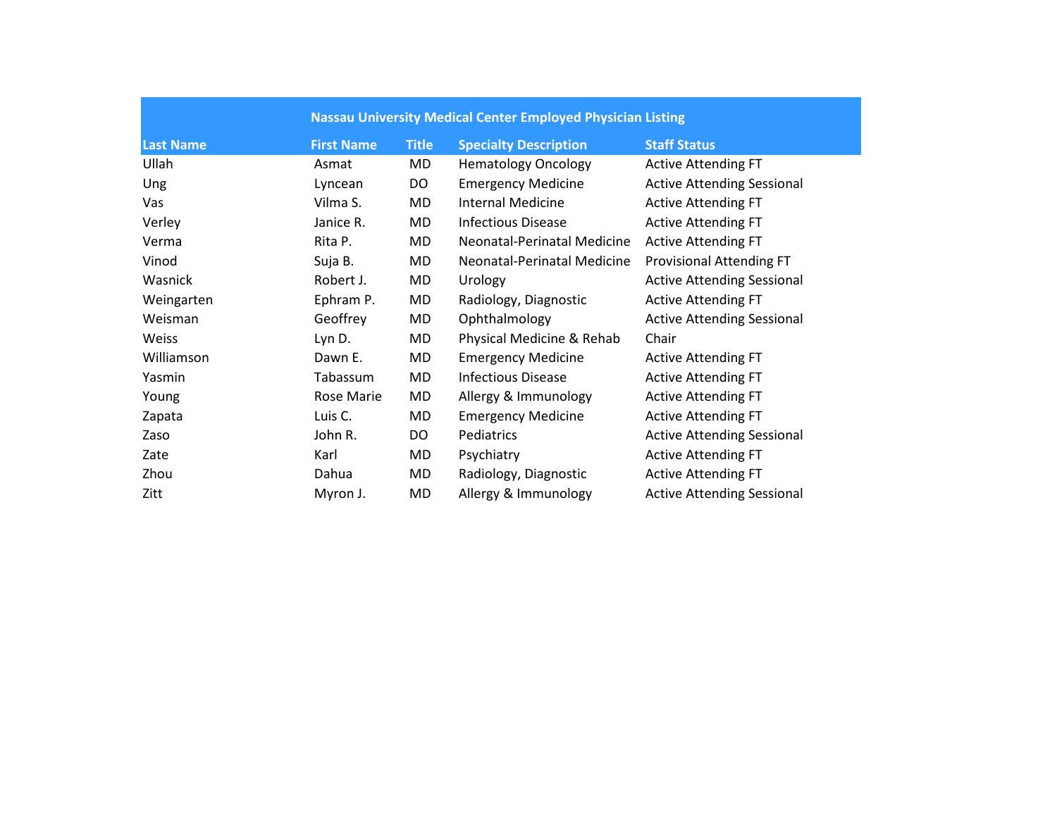| Nassau University Medical Center Employed Physician Listing | | | | |
|---|---|---|---|---|
| **Last Name** | **First Name** | **Title** | **Specialty Description** | **Staff Status** |
| Ullah | Asmat | MD | Hematology Oncology | Active Attending FT |
| Ung | Lyncean | DO | Emergency Medicine | Active Attending Sessional |
| Vas | Vilma S. | MD | Internal Medicine | Active Attending FT |
| Verley | Janice R. | MD | Infectious Disease | Active Attending FT |
| Verma | Rita P. | MD | Neonatal-Perinatal Medicine | Active Attending FT |
| Vinod | Suja B. | MD | Neonatal-Perinatal Medicine | Provisional Attending FT |
| Wasnick | Robert J. | MD | Urology | Active Attending Sessional |
| Weingarten | Ephram P. | MD | Radiology, Diagnostic | Active Attending FT |
| Weisman | Geoffrey | MD | Ophthalmology | Active Attending Sessional |
| Weiss | Lyn D. | MD | Physical Medicine & Rehab | Chair |
| Williamson | Dawn E. | MD | Emergency Medicine | Active Attending FT |
| Yasmin | Tabassum | MD | Infectious Disease | Active Attending FT |
| Young | Rose Marie | MD | Allergy & Immunology | Active Attending FT |
| Zapata | Luis C. | MD | Emergency Medicine | Active Attending FT |
| Zaso | John R. | DO | Pediatrics | Active Attending Sessional |
| Zate | Karl | MD | Psychiatry | Active Attending FT |
| Zhou | Dahua | MD | Radiology, Diagnostic | Active Attending FT |
| Zitt | Myron J. | MD | Allergy & Immunology | Active Attending Sessional |